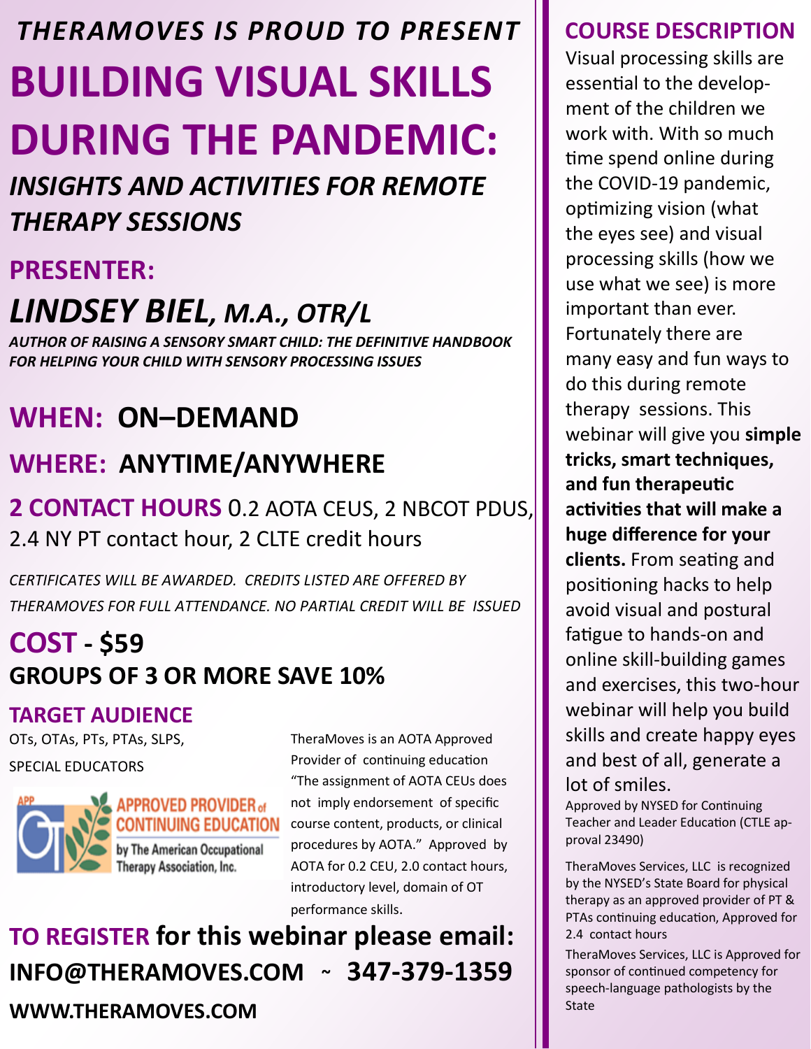*THERAMOVES IS PROUD TO PRESENT*

# BUILDING VISUAL SKILLS DURING THE PANDEMIC:

## *INSIGHTS AND ACTIVITIES FOR REMOTE THERAPY SESSIONS*

### PRESENTER:

## *LINDSEY BIEL, M.A., OTR/L*

***AUTHOR OF RAISING A SENSORY SMART CHILD: THE DEFINITIVE HANDBOOK FOR HELPING YOUR CHILD WITH SENSORY PROCESSING ISSUES***

## WHEN: ON–DEMAND

## WHERE: ANYTIME/ANYWHERE

**2 CONTACT HOURS** 0.2 AOTA CEUS, 2 NBCOT PDUS, 2.4 NY PT contact hour, 2 CLTE credit hours

*CERTIFICATES WILL BE AWARDED. CREDITS LISTED ARE OFFERED BY THERAMOVES FOR FULL ATTENDANCE. NO PARTIAL CREDIT WILL BE ISSUED*

## COST - $59

**GROUPS OF 3 OR MORE SAVE 10%**

### TARGET AUDIENCE

OTs, OTAs, PTs, PTAs, SLPS, SPECIAL EDUCATORS

APP APPROVED PROVIDER of CONTINUING EDUCATION by The American Occupational Therapy Association, Inc.

TheraMoves is an AOTA Approved Provider of continuing education "The assignment of AOTA CEUs does not imply endorsement of specific course content, products, or clinical procedures by AOTA." Approved by AOTA for 0.2 CEU, 2.0 contact hours, introductory level, domain of OT performance skills.

**TO REGISTER for this webinar please email:**

**INFO@THERAMOVES.COM ~ 347-379-1359**

**WWW.THERAMOVES.COM**

### COURSE DESCRIPTION

Visual processing skills are essential to the development of the children we work with. With so much time spend online during the COVID-19 pandemic, optimizing vision (what the eyes see) and visual processing skills (how we use what we see) is more important than ever. Fortunately there are many easy and fun ways to do this during remote therapy sessions. This webinar will give you **simple tricks, smart techniques, and fun therapeutic activities that will make a huge difference for your clients.** From seating and positioning hacks to help avoid visual and postural fatigue to hands-on and online skill-building games and exercises, this two-hour webinar will help you build skills and create happy eyes and best of all, generate a lot of smiles.

Approved by NYSED for Continuing Teacher and Leader Education (CTLE approval 23490)

TheraMoves Services, LLC is recognized by the NYSED's State Board for physical therapy as an approved provider of PT & PTAs continuing education, Approved for 2.4 contact hours

TheraMoves Services, LLC is Approved for sponsor of continued competency for speech-language pathologists by the State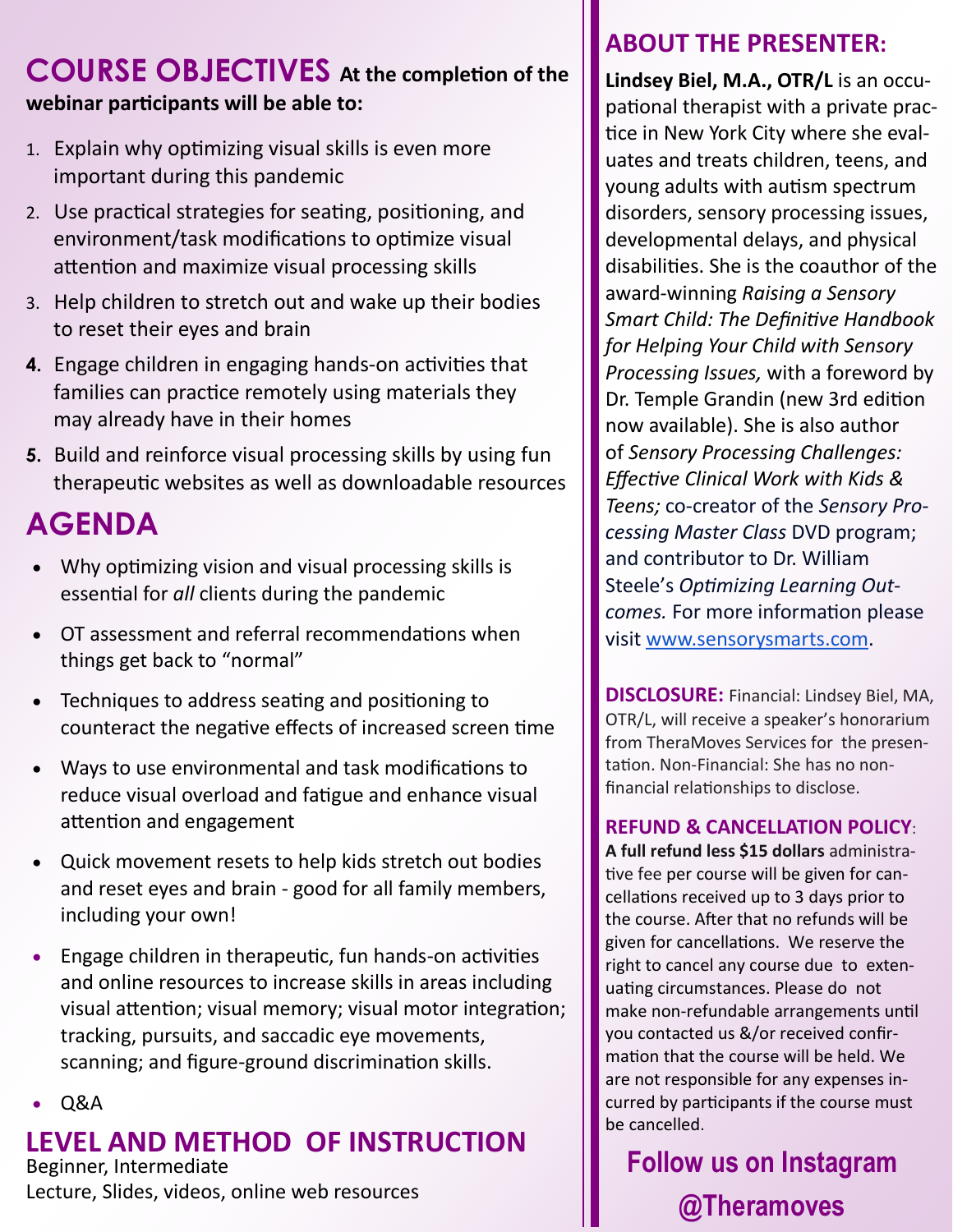## COURSE OBJECTIVES

**At the completion of the webinar participants will be able to:**

1. Explain why optimizing visual skills is even more important during this pandemic
2. Use practical strategies for seating, positioning, and environment/task modifications to optimize visual attention and maximize visual processing skills
3. Help children to stretch out and wake up their bodies to reset their eyes and brain
4. Engage children in engaging hands-on activities that families can practice remotely using materials they may already have in their homes
5. Build and reinforce visual processing skills by using fun therapeutic websites as well as downloadable resources

## AGENDA

- Why optimizing vision and visual processing skills is essential for *all* clients during the pandemic
- OT assessment and referral recommendations when things get back to "normal"
- Techniques to address seating and positioning to counteract the negative effects of increased screen time
- Ways to use environmental and task modifications to reduce visual overload and fatigue and enhance visual attention and engagement
- Quick movement resets to help kids stretch out bodies and reset eyes and brain - good for all family members, including your own!
- Engage children in therapeutic, fun hands-on activities and online resources to increase skills in areas including visual attention; visual memory; visual motor integration; tracking, pursuits, and saccadic eye movements, scanning; and figure-ground discrimination skills.
- Q&A

## LEVEL AND METHOD OF INSTRUCTION

Beginner, Intermediate

Lecture, Slides, videos, online web resources

## ABOUT THE PRESENTER:

**Lindsey Biel, M.A., OTR/L** is an occupational therapist with a private practice in New York City where she evaluates and treats children, teens, and young adults with autism spectrum disorders, sensory processing issues, developmental delays, and physical disabilities. She is the coauthor of the award-winning *Raising a Sensory Smart Child: The Definitive Handbook for Helping Your Child with Sensory Processing Issues,* with a foreword by Dr. Temple Grandin (new 3rd edition now available). She is also author of *Sensory Processing Challenges: Effective Clinical Work with Kids & Teens;* co-creator of the *Sensory Processing Master Class* DVD program; and contributor to Dr. William Steele's *Optimizing Learning Outcomes.* For more information please visit www.sensorysmarts.com.

**DISCLOSURE:** Financial: Lindsey Biel, MA, OTR/L, will receive a speaker's honorarium from TheraMoves Services for the presentation. Non-Financial: She has no non-financial relationships to disclose.

**REFUND & CANCELLATION POLICY**: **A full refund less $15 dollars** administrative fee per course will be given for cancellations received up to 3 days prior to the course. After that no refunds will be given for cancellations. We reserve the right to cancel any course due to extenuating circumstances. Please do not make non-refundable arrangements until you contacted us &/or received confirmation that the course will be held. We are not responsible for any expenses incurred by participants if the course must be cancelled.

**Follow us on Instagram @Theramoves**